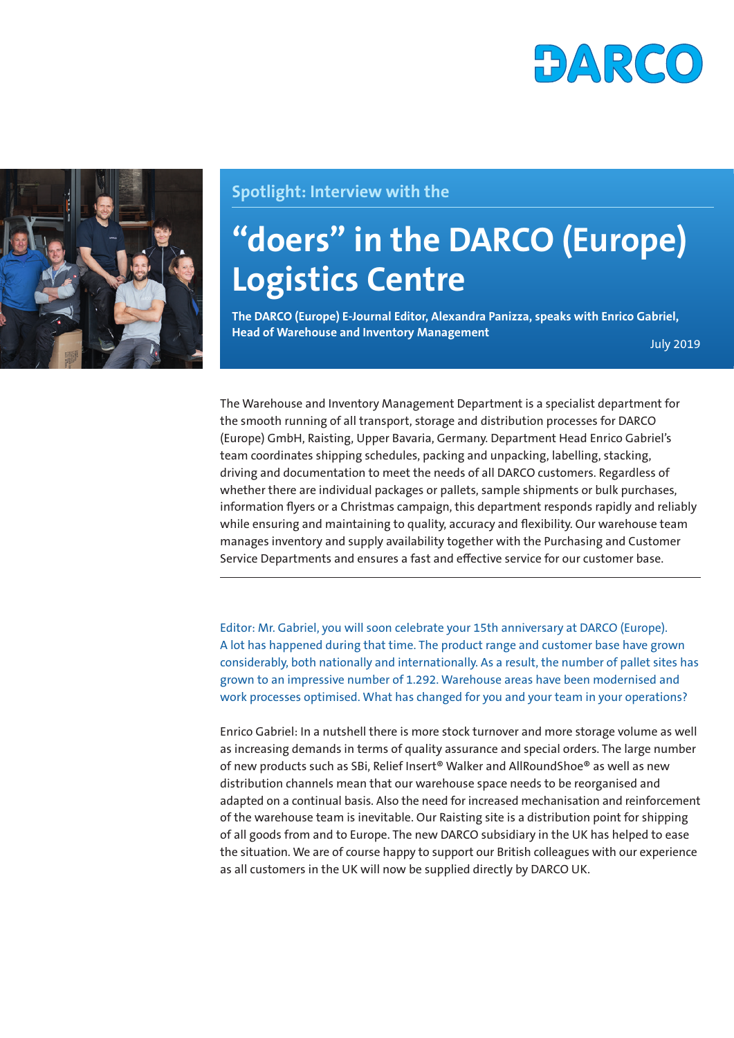DARCO

Spotlight: Interview with the

# "doers" in the DARCO (Europe) Logistics Centre

**The DARCO (Europe) E-Journal Editor, Alexandra Panizza, speaks with Enrico Gabriel, Head of Warehouse and Inventory Management**

July 2019

The Warehouse and Inventory Management Department is a specialist department for the smooth running of all transport, storage and distribution processes for DARCO (Europe) GmbH, Raisting, Upper Bavaria, Germany. Department Head Enrico Gabriel's team coordinates shipping schedules, packing and unpacking, labelling, stacking, driving and documentation to meet the needs of all DARCO customers. Regardless of whether there are individual packages or pallets, sample shipments or bulk purchases, information flyers or a Christmas campaign, this department responds rapidly and reliably while ensuring and maintaining to quality, accuracy and flexibility. Our warehouse team manages inventory and supply availability together with the Purchasing and Customer Service Departments and ensures a fast and effective service for our customer base.

---

Editor: Mr. Gabriel, you will soon celebrate your 15th anniversary at DARCO (Europe). A lot has happened during that time. The product range and customer base have grown considerably, both nationally and internationally. As a result, the number of pallet sites has grown to an impressive number of 1.292. Warehouse areas have been modernised and work processes optimised. What has changed for you and your team in your operations?

Enrico Gabriel: In a nutshell there is more stock turnover and more storage volume as well as increasing demands in terms of quality assurance and special orders. The large number of new products such as SBi, Relief Insert® Walker and AllRoundShoe® as well as new distribution channels mean that our warehouse space needs to be reorganised and adapted on a continual basis. Also the need for increased mechanisation and reinforcement of the warehouse team is inevitable. Our Raisting site is a distribution point for shipping of all goods from and to Europe. The new DARCO subsidiary in the UK has helped to ease the situation. We are of course happy to support our British colleagues with our experience as all customers in the UK will now be supplied directly by DARCO UK.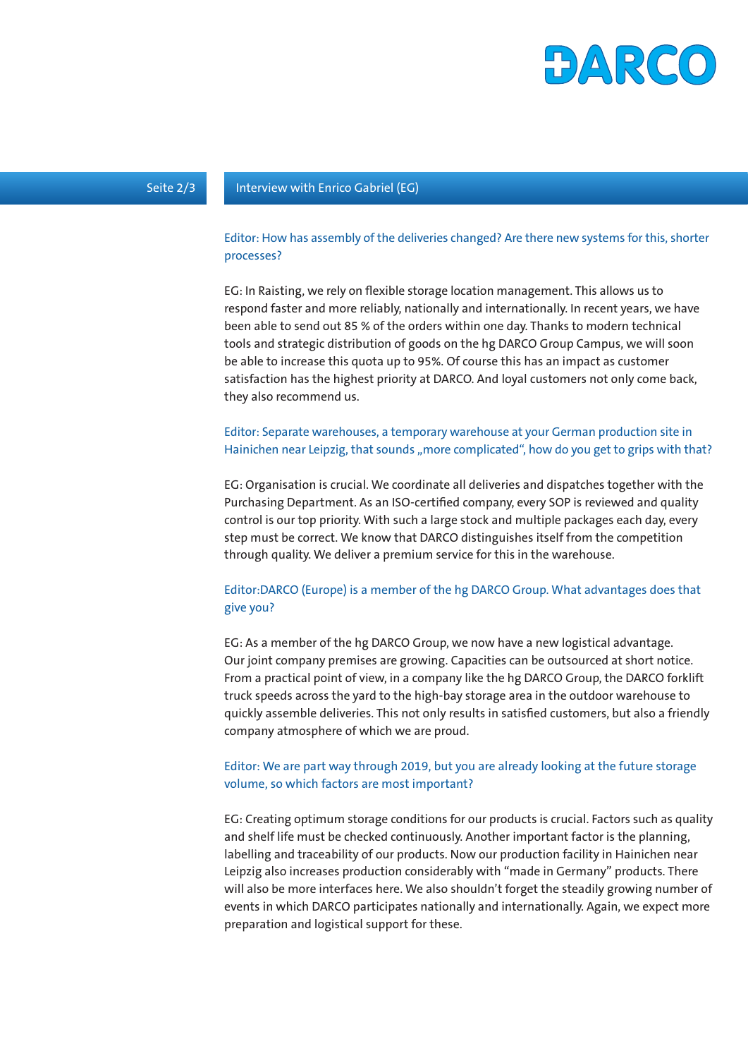Editor: How has assembly of the deliveries changed? Are there new systems for this, shorter processes?

EG: In Raisting, we rely on flexible storage location management. This allows us to respond faster and more reliably, nationally and internationally. In recent years, we have been able to send out 85 % of the orders within one day. Thanks to modern technical tools and strategic distribution of goods on the hg DARCO Group Campus, we will soon be able to increase this quota up to 95%. Of course this has an impact as customer satisfaction has the highest priority at DARCO. And loyal customers not only come back, they also recommend us.

Editor: Separate warehouses, a temporary warehouse at your German production site in Hainichen near Leipzig, that sounds „more complicated", how do you get to grips with that?

EG: Organisation is crucial. We coordinate all deliveries and dispatches together with the Purchasing Department. As an ISO-certified company, every SOP is reviewed and quality control is our top priority. With such a large stock and multiple packages each day, every step must be correct. We know that DARCO distinguishes itself from the competition through quality. We deliver a premium service for this in the warehouse.

Editor:DARCO (Europe) is a member of the hg DARCO Group. What advantages does that give you?

EG: As a member of the hg DARCO Group, we now have a new logistical advantage. Our joint company premises are growing. Capacities can be outsourced at short notice. From a practical point of view, in a company like the hg DARCO Group, the DARCO forklift truck speeds across the yard to the high-bay storage area in the outdoor warehouse to quickly assemble deliveries. This not only results in satisfied customers, but also a friendly company atmosphere of which we are proud.

Editor: We are part way through 2019, but you are already looking at the future storage volume, so which factors are most important?

EG: Creating optimum storage conditions for our products is crucial. Factors such as quality and shelf life must be checked continuously. Another important factor is the planning, labelling and traceability of our products. Now our production facility in Hainichen near Leipzig also increases production considerably with "made in Germany" products. There will also be more interfaces here. We also shouldn't forget the steadily growing number of events in which DARCO participates nationally and internationally. Again, we expect more preparation and logistical support for these.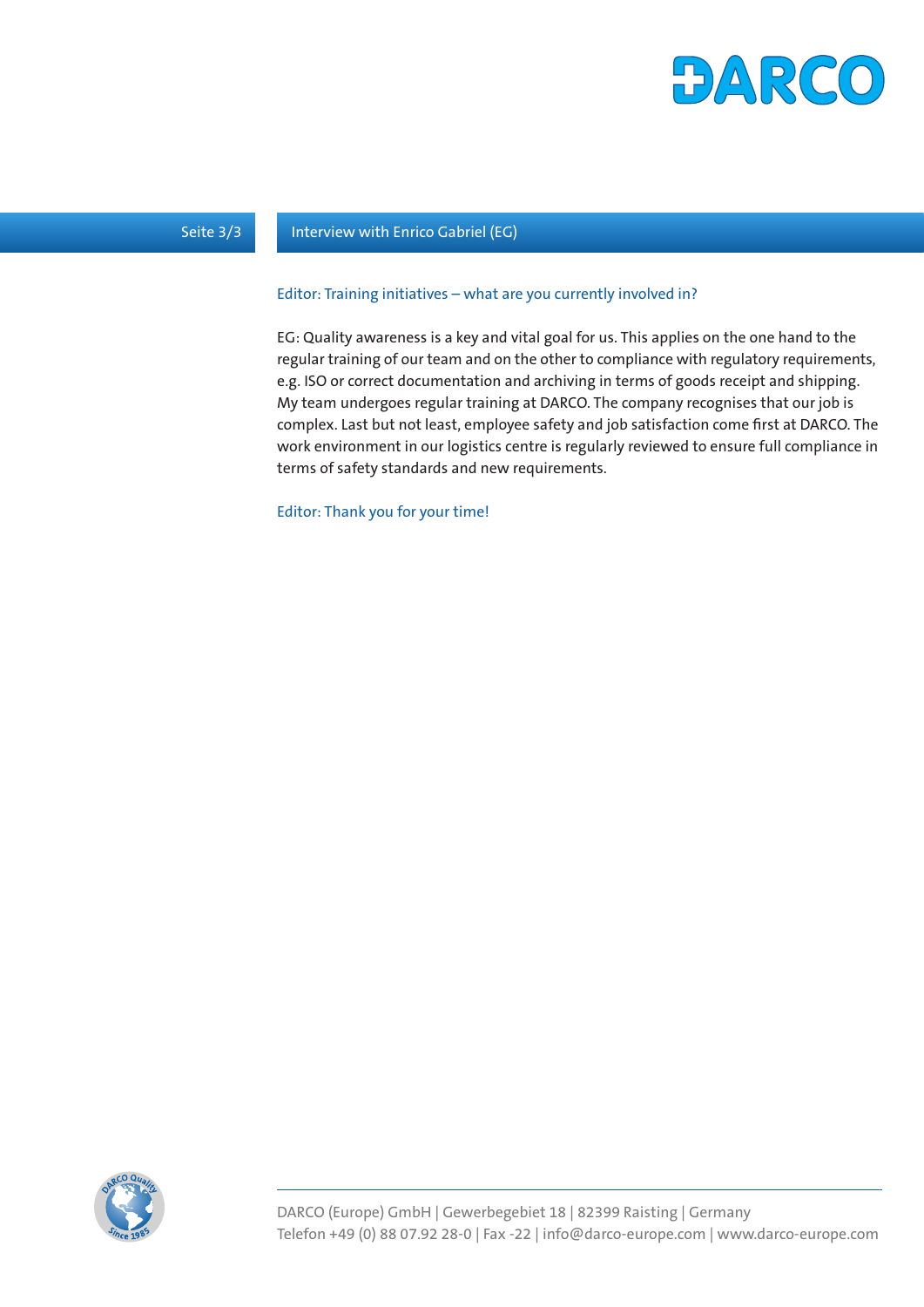## Interview with Enrico Gabriel (EG)

Editor: Training initiatives – what are you currently involved in?

EG: Quality awareness is a key and vital goal for us. This applies on the one hand to the regular training of our team and on the other to compliance with regulatory requirements, e.g. ISO or correct documentation and archiving in terms of goods receipt and shipping. My team undergoes regular training at DARCO. The company recognises that our job is complex. Last but not least, employee safety and job satisfaction come first at DARCO. The work environment in our logistics centre is regularly reviewed to ensure full compliance in terms of safety standards and new requirements.

Editor: Thank you for your time!